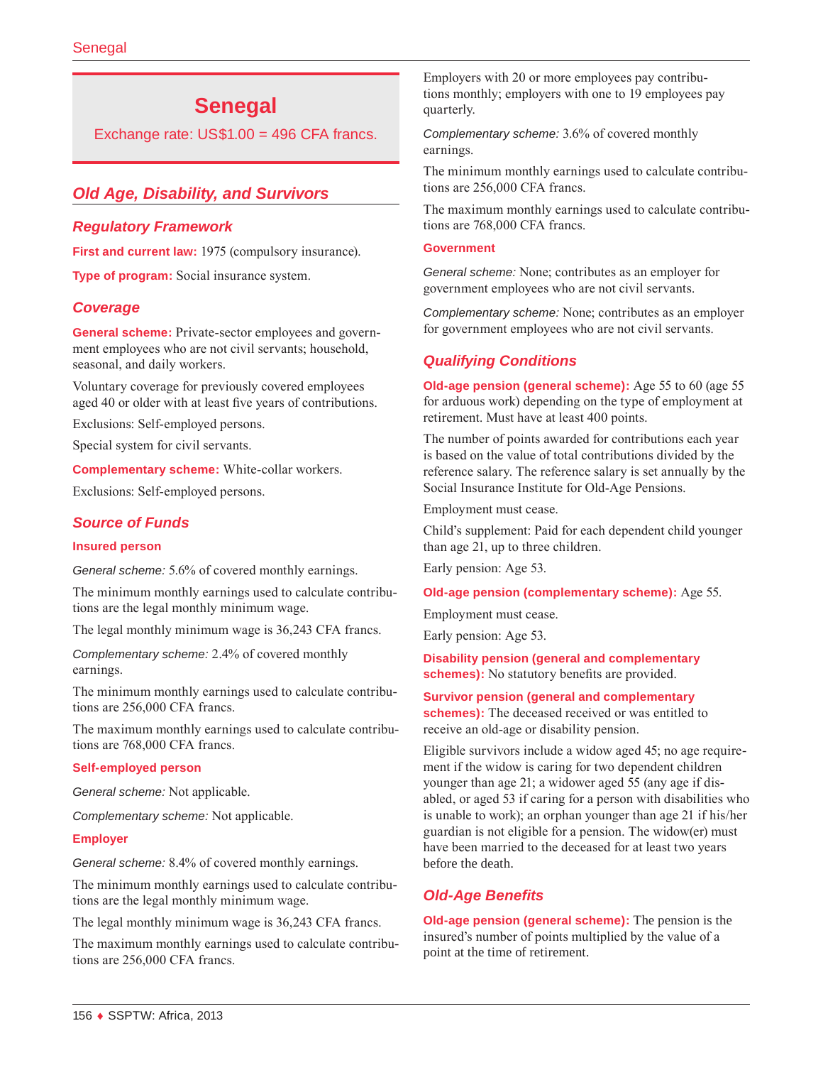# Senegal

Exchange rate: US$1.00 = 496 CFA francs.

## Old Age, Disability, and Survivors

### Regulatory Framework

**First and current law:** 1975 (compulsory insurance).

**Type of program:** Social insurance system.

### Coverage

**General scheme:** Private-sector employees and government employees who are not civil servants; household, seasonal, and daily workers.

Voluntary coverage for previously covered employees aged 40 or older with at least five years of contributions.

Exclusions: Self-employed persons.

Special system for civil servants.

**Complementary scheme:** White-collar workers.

Exclusions: Self-employed persons.

### Source of Funds

**Insured person**

*General scheme:* 5.6% of covered monthly earnings.

The minimum monthly earnings used to calculate contributions are the legal monthly minimum wage.

The legal monthly minimum wage is 36,243 CFA francs.

*Complementary scheme:* 2.4% of covered monthly earnings.

The minimum monthly earnings used to calculate contributions are 256,000 CFA francs.

The maximum monthly earnings used to calculate contributions are 768,000 CFA francs.

**Self-employed person**

*General scheme:* Not applicable.

*Complementary scheme:* Not applicable.

**Employer**

*General scheme:* 8.4% of covered monthly earnings.

The minimum monthly earnings used to calculate contributions are the legal monthly minimum wage.

The legal monthly minimum wage is 36,243 CFA francs.

The maximum monthly earnings used to calculate contributions are 256,000 CFA francs.

Employers with 20 or more employees pay contributions monthly; employers with one to 19 employees pay quarterly.

*Complementary scheme:* 3.6% of covered monthly earnings.

The minimum monthly earnings used to calculate contributions are 256,000 CFA francs.

The maximum monthly earnings used to calculate contributions are 768,000 CFA francs.

**Government**

*General scheme:* None; contributes as an employer for government employees who are not civil servants.

*Complementary scheme:* None; contributes as an employer for government employees who are not civil servants.

### Qualifying Conditions

**Old-age pension (general scheme):** Age 55 to 60 (age 55 for arduous work) depending on the type of employment at retirement. Must have at least 400 points.

The number of points awarded for contributions each year is based on the value of total contributions divided by the reference salary. The reference salary is set annually by the Social Insurance Institute for Old-Age Pensions.

Employment must cease.

Child's supplement: Paid for each dependent child younger than age 21, up to three children.

Early pension: Age 53.

**Old-age pension (complementary scheme):** Age 55.

Employment must cease.

Early pension: Age 53.

**Disability pension (general and complementary schemes):** No statutory benefits are provided.

**Survivor pension (general and complementary schemes):** The deceased received or was entitled to receive an old-age or disability pension.

Eligible survivors include a widow aged 45; no age requirement if the widow is caring for two dependent children younger than age 21; a widower aged 55 (any age if disabled, or aged 53 if caring for a person with disabilities who is unable to work); an orphan younger than age 21 if his/her guardian is not eligible for a pension. The widow(er) must have been married to the deceased for at least two years before the death.

### Old-Age Benefits

**Old-age pension (general scheme):** The pension is the insured's number of points multiplied by the value of a point at the time of retirement.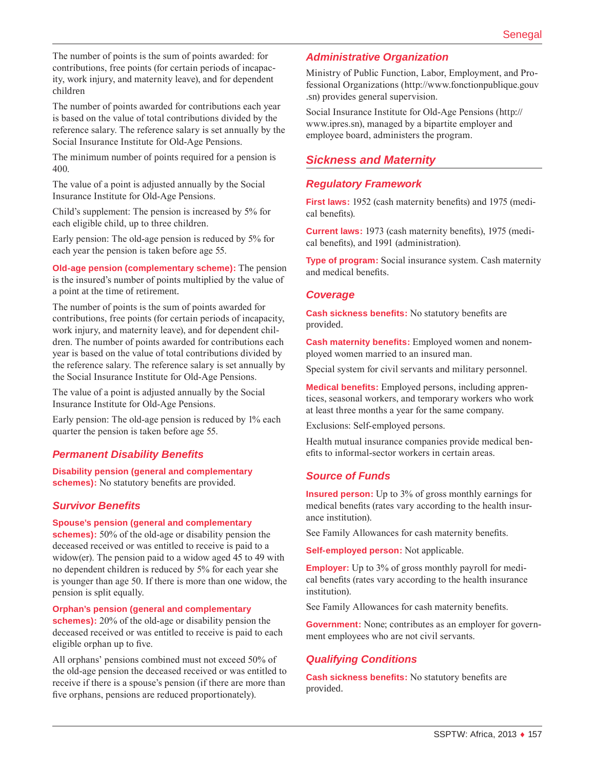The number of points is the sum of points awarded: for contributions, free points (for certain periods of incapacity, work injury, and maternity leave), and for dependent children

The number of points awarded for contributions each year is based on the value of total contributions divided by the reference salary. The reference salary is set annually by the Social Insurance Institute for Old-Age Pensions.

The minimum number of points required for a pension is 400.

The value of a point is adjusted annually by the Social Insurance Institute for Old-Age Pensions.

Child's supplement: The pension is increased by 5% for each eligible child, up to three children.

Early pension: The old-age pension is reduced by 5% for each year the pension is taken before age 55.

**Old-age pension (complementary scheme):** The pension is the insured's number of points multiplied by the value of a point at the time of retirement.

The number of points is the sum of points awarded for contributions, free points (for certain periods of incapacity, work injury, and maternity leave), and for dependent children. The number of points awarded for contributions each year is based on the value of total contributions divided by the reference salary. The reference salary is set annually by the Social Insurance Institute for Old-Age Pensions.

The value of a point is adjusted annually by the Social Insurance Institute for Old-Age Pensions.

Early pension: The old-age pension is reduced by 1% each quarter the pension is taken before age 55.

### Permanent Disability Benefits

**Disability pension (general and complementary schemes):** No statutory benefits are provided.

### Survivor Benefits

**Spouse's pension (general and complementary schemes):** 50% of the old-age or disability pension the deceased received or was entitled to receive is paid to a widow(er). The pension paid to a widow aged 45 to 49 with no dependent children is reduced by 5% for each year she is younger than age 50. If there is more than one widow, the pension is split equally.

**Orphan's pension (general and complementary schemes):** 20% of the old-age or disability pension the deceased received or was entitled to receive is paid to each eligible orphan up to five.

All orphans' pensions combined must not exceed 50% of the old-age pension the deceased received or was entitled to receive if there is a spouse's pension (if there are more than five orphans, pensions are reduced proportionately).

### Administrative Organization

Ministry of Public Function, Labor, Employment, and Professional Organizations (http://www.fonctionpublique.gouv.sn) provides general supervision.

Social Insurance Institute for Old-Age Pensions (http://www.ipres.sn), managed by a bipartite employer and employee board, administers the program.

## Sickness and Maternity

### Regulatory Framework

**First laws:** 1952 (cash maternity benefits) and 1975 (medical benefits).

**Current laws:** 1973 (cash maternity benefits), 1975 (medical benefits), and 1991 (administration).

**Type of program:** Social insurance system. Cash maternity and medical benefits.

### Coverage

**Cash sickness benefits:** No statutory benefits are provided.

**Cash maternity benefits:** Employed women and nonemployed women married to an insured man.

Special system for civil servants and military personnel.

**Medical benefits:** Employed persons, including apprentices, seasonal workers, and temporary workers who work at least three months a year for the same company.

Exclusions: Self-employed persons.

Health mutual insurance companies provide medical benefits to informal-sector workers in certain areas.

### Source of Funds

**Insured person:** Up to 3% of gross monthly earnings for medical benefits (rates vary according to the health insurance institution).

See Family Allowances for cash maternity benefits.

**Self-employed person:** Not applicable.

**Employer:** Up to 3% of gross monthly payroll for medical benefits (rates vary according to the health insurance institution).

See Family Allowances for cash maternity benefits.

**Government:** None; contributes as an employer for government employees who are not civil servants.

### Qualifying Conditions

**Cash sickness benefits:** No statutory benefits are provided.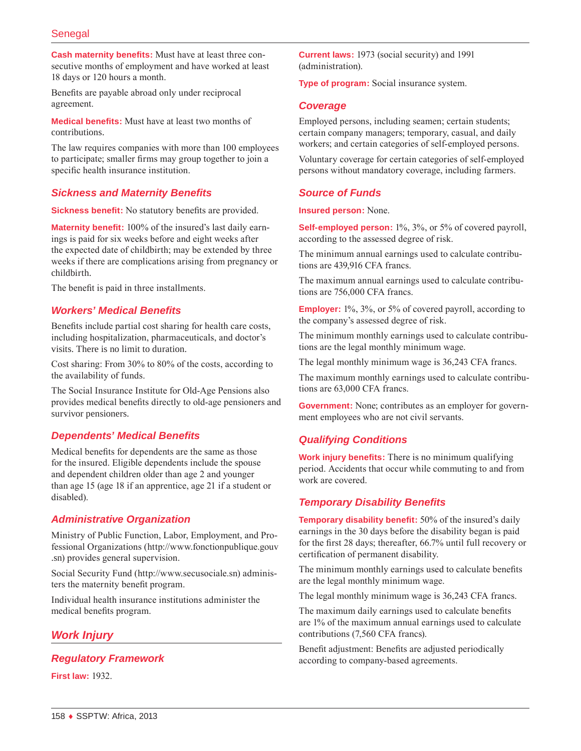**Cash maternity benefits:** Must have at least three consecutive months of employment and have worked at least 18 days or 120 hours a month.

Benefits are payable abroad only under reciprocal agreement.

**Medical benefits:** Must have at least two months of contributions.

The law requires companies with more than 100 employees to participate; smaller firms may group together to join a specific health insurance institution.

### Sickness and Maternity Benefits

**Sickness benefit:** No statutory benefits are provided.

**Maternity benefit:** 100% of the insured's last daily earnings is paid for six weeks before and eight weeks after the expected date of childbirth; may be extended by three weeks if there are complications arising from pregnancy or childbirth.

The benefit is paid in three installments.

### Workers' Medical Benefits

Benefits include partial cost sharing for health care costs, including hospitalization, pharmaceuticals, and doctor's visits. There is no limit to duration.

Cost sharing: From 30% to 80% of the costs, according to the availability of funds.

The Social Insurance Institute for Old-Age Pensions also provides medical benefits directly to old-age pensioners and survivor pensioners.

### Dependents' Medical Benefits

Medical benefits for dependents are the same as those for the insured. Eligible dependents include the spouse and dependent children older than age 2 and younger than age 15 (age 18 if an apprentice, age 21 if a student or disabled).

### Administrative Organization

Ministry of Public Function, Labor, Employment, and Professional Organizations (http://www.fonctionpublique.gouv.sn) provides general supervision.

Social Security Fund (http://www.secusociale.sn) administers the maternity benefit program.

Individual health insurance institutions administer the medical benefits program.

## Work Injury

### Regulatory Framework

**First law:** 1932.

**Current laws:** 1973 (social security) and 1991 (administration).

**Type of program:** Social insurance system.

### Coverage

Employed persons, including seamen; certain students; certain company managers; temporary, casual, and daily workers; and certain categories of self-employed persons.

Voluntary coverage for certain categories of self-employed persons without mandatory coverage, including farmers.

### Source of Funds

**Insured person:** None.

**Self-employed person:** 1%, 3%, or 5% of covered payroll, according to the assessed degree of risk.

The minimum annual earnings used to calculate contributions are 439,916 CFA francs.

The maximum annual earnings used to calculate contributions are 756,000 CFA francs.

**Employer:** 1%, 3%, or 5% of covered payroll, according to the company's assessed degree of risk.

The minimum monthly earnings used to calculate contributions are the legal monthly minimum wage.

The legal monthly minimum wage is 36,243 CFA francs.

The maximum monthly earnings used to calculate contributions are 63,000 CFA francs.

**Government:** None; contributes as an employer for government employees who are not civil servants.

### Qualifying Conditions

**Work injury benefits:** There is no minimum qualifying period. Accidents that occur while commuting to and from work are covered.

### Temporary Disability Benefits

**Temporary disability benefit:** 50% of the insured's daily earnings in the 30 days before the disability began is paid for the first 28 days; thereafter, 66.7% until full recovery or certification of permanent disability.

The minimum monthly earnings used to calculate benefits are the legal monthly minimum wage.

The legal monthly minimum wage is 36,243 CFA francs.

The maximum daily earnings used to calculate benefits are 1% of the maximum annual earnings used to calculate contributions (7,560 CFA francs).

Benefit adjustment: Benefits are adjusted periodically according to company-based agreements.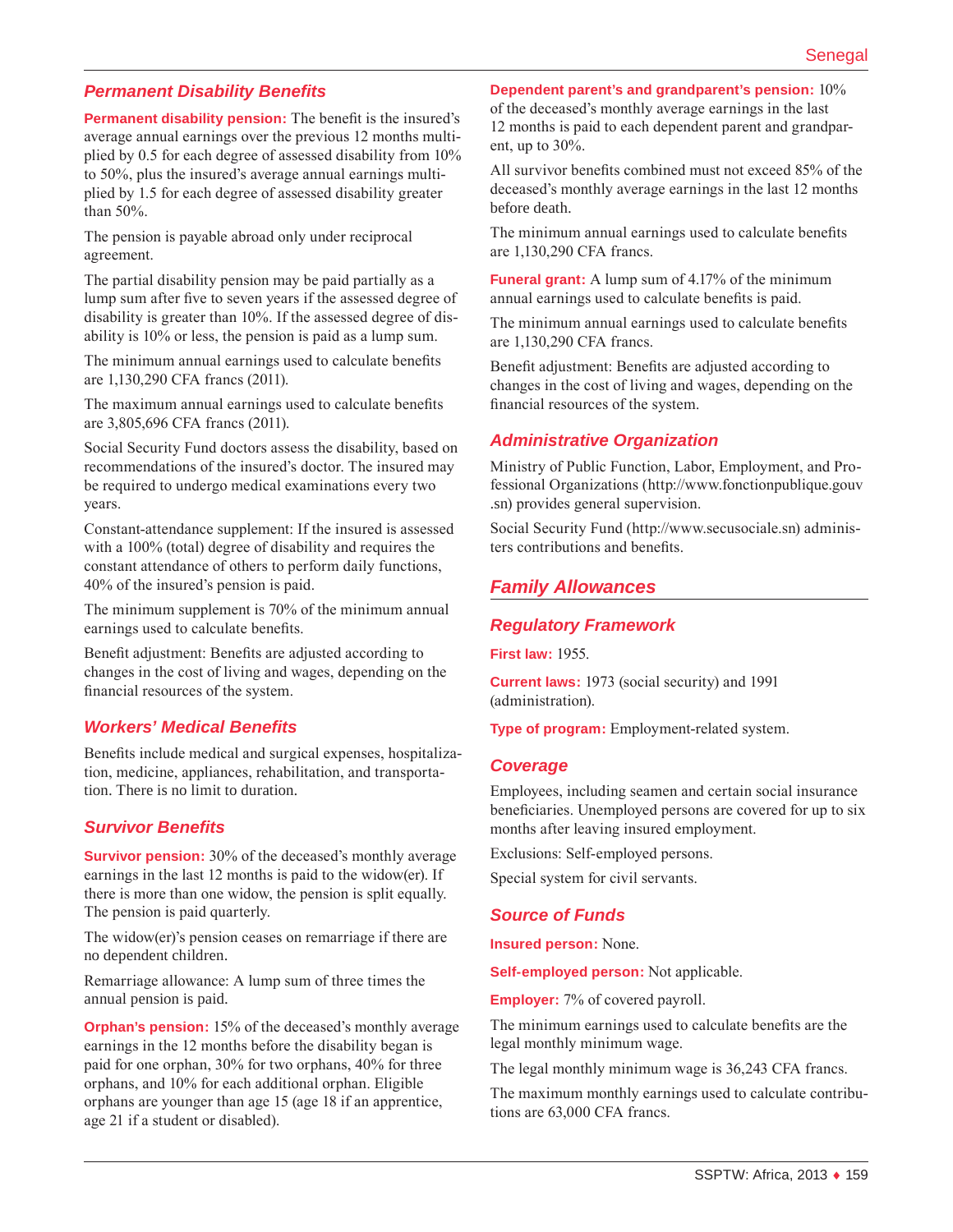### Permanent Disability Benefits

**Permanent disability pension:** The benefit is the insured's average annual earnings over the previous 12 months multiplied by 0.5 for each degree of assessed disability from 10% to 50%, plus the insured's average annual earnings multiplied by 1.5 for each degree of assessed disability greater than 50%.

The pension is payable abroad only under reciprocal agreement.

The partial disability pension may be paid partially as a lump sum after five to seven years if the assessed degree of disability is greater than 10%. If the assessed degree of disability is 10% or less, the pension is paid as a lump sum.

The minimum annual earnings used to calculate benefits are 1,130,290 CFA francs (2011).

The maximum annual earnings used to calculate benefits are 3,805,696 CFA francs (2011).

Social Security Fund doctors assess the disability, based on recommendations of the insured's doctor. The insured may be required to undergo medical examinations every two years.

Constant-attendance supplement: If the insured is assessed with a 100% (total) degree of disability and requires the constant attendance of others to perform daily functions, 40% of the insured's pension is paid.

The minimum supplement is 70% of the minimum annual earnings used to calculate benefits.

Benefit adjustment: Benefits are adjusted according to changes in the cost of living and wages, depending on the financial resources of the system.

### Workers' Medical Benefits

Benefits include medical and surgical expenses, hospitalization, medicine, appliances, rehabilitation, and transportation. There is no limit to duration.

### Survivor Benefits

**Survivor pension:** 30% of the deceased's monthly average earnings in the last 12 months is paid to the widow(er). If there is more than one widow, the pension is split equally. The pension is paid quarterly.

The widow(er)'s pension ceases on remarriage if there are no dependent children.

Remarriage allowance: A lump sum of three times the annual pension is paid.

**Orphan's pension:** 15% of the deceased's monthly average earnings in the 12 months before the disability began is paid for one orphan, 30% for two orphans, 40% for three orphans, and 10% for each additional orphan. Eligible orphans are younger than age 15 (age 18 if an apprentice, age 21 if a student or disabled).

**Dependent parent's and grandparent's pension:** 10% of the deceased's monthly average earnings in the last 12 months is paid to each dependent parent and grandparent, up to 30%.

All survivor benefits combined must not exceed 85% of the deceased's monthly average earnings in the last 12 months before death.

The minimum annual earnings used to calculate benefits are 1,130,290 CFA francs.

**Funeral grant:** A lump sum of 4.17% of the minimum annual earnings used to calculate benefits is paid.

The minimum annual earnings used to calculate benefits are 1,130,290 CFA francs.

Benefit adjustment: Benefits are adjusted according to changes in the cost of living and wages, depending on the financial resources of the system.

### Administrative Organization

Ministry of Public Function, Labor, Employment, and Professional Organizations (http://www.fonctionpublique.gouv.sn) provides general supervision.

Social Security Fund (http://www.secusociale.sn) administers contributions and benefits.

## Family Allowances

### Regulatory Framework

**First law:** 1955.

**Current laws:** 1973 (social security) and 1991 (administration).

**Type of program:** Employment-related system.

### Coverage

Employees, including seamen and certain social insurance beneficiaries. Unemployed persons are covered for up to six months after leaving insured employment.

Exclusions: Self-employed persons.

Special system for civil servants.

### Source of Funds

**Insured person:** None.

**Self-employed person:** Not applicable.

**Employer:** 7% of covered payroll.

The minimum earnings used to calculate benefits are the legal monthly minimum wage.

The legal monthly minimum wage is 36,243 CFA francs.

The maximum monthly earnings used to calculate contributions are 63,000 CFA francs.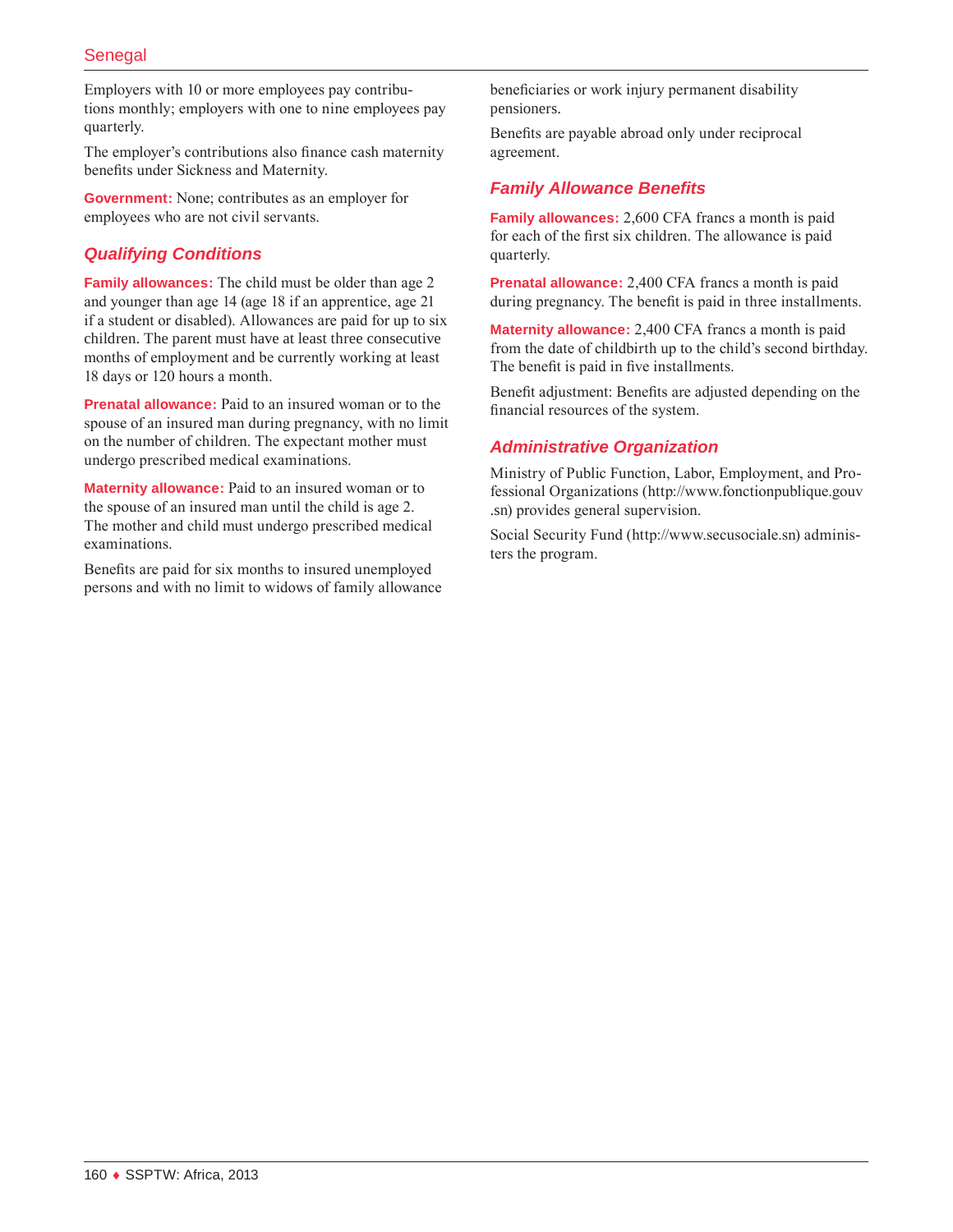Employers with 10 or more employees pay contributions monthly; employers with one to nine employees pay quarterly.

The employer's contributions also finance cash maternity benefits under Sickness and Maternity.

**Government:** None; contributes as an employer for employees who are not civil servants.

### *Qualifying Conditions*

**Family allowances:** The child must be older than age 2 and younger than age 14 (age 18 if an apprentice, age 21 if a student or disabled). Allowances are paid for up to six children. The parent must have at least three consecutive months of employment and be currently working at least 18 days or 120 hours a month.

**Prenatal allowance:** Paid to an insured woman or to the spouse of an insured man during pregnancy, with no limit on the number of children. The expectant mother must undergo prescribed medical examinations.

**Maternity allowance:** Paid to an insured woman or to the spouse of an insured man until the child is age 2. The mother and child must undergo prescribed medical examinations.

Benefits are paid for six months to insured unemployed persons and with no limit to widows of family allowance beneficiaries or work injury permanent disability pensioners.

Benefits are payable abroad only under reciprocal agreement.

### *Family Allowance Benefits*

**Family allowances:** 2,600 CFA francs a month is paid for each of the first six children. The allowance is paid quarterly.

**Prenatal allowance:** 2,400 CFA francs a month is paid during pregnancy. The benefit is paid in three installments.

**Maternity allowance:** 2,400 CFA francs a month is paid from the date of childbirth up to the child's second birthday. The benefit is paid in five installments.

Benefit adjustment: Benefits are adjusted depending on the financial resources of the system.

### *Administrative Organization*

Ministry of Public Function, Labor, Employment, and Professional Organizations (http://www.fonctionpublique.gouv.sn) provides general supervision.

Social Security Fund (http://www.secusociale.sn) administers the program.